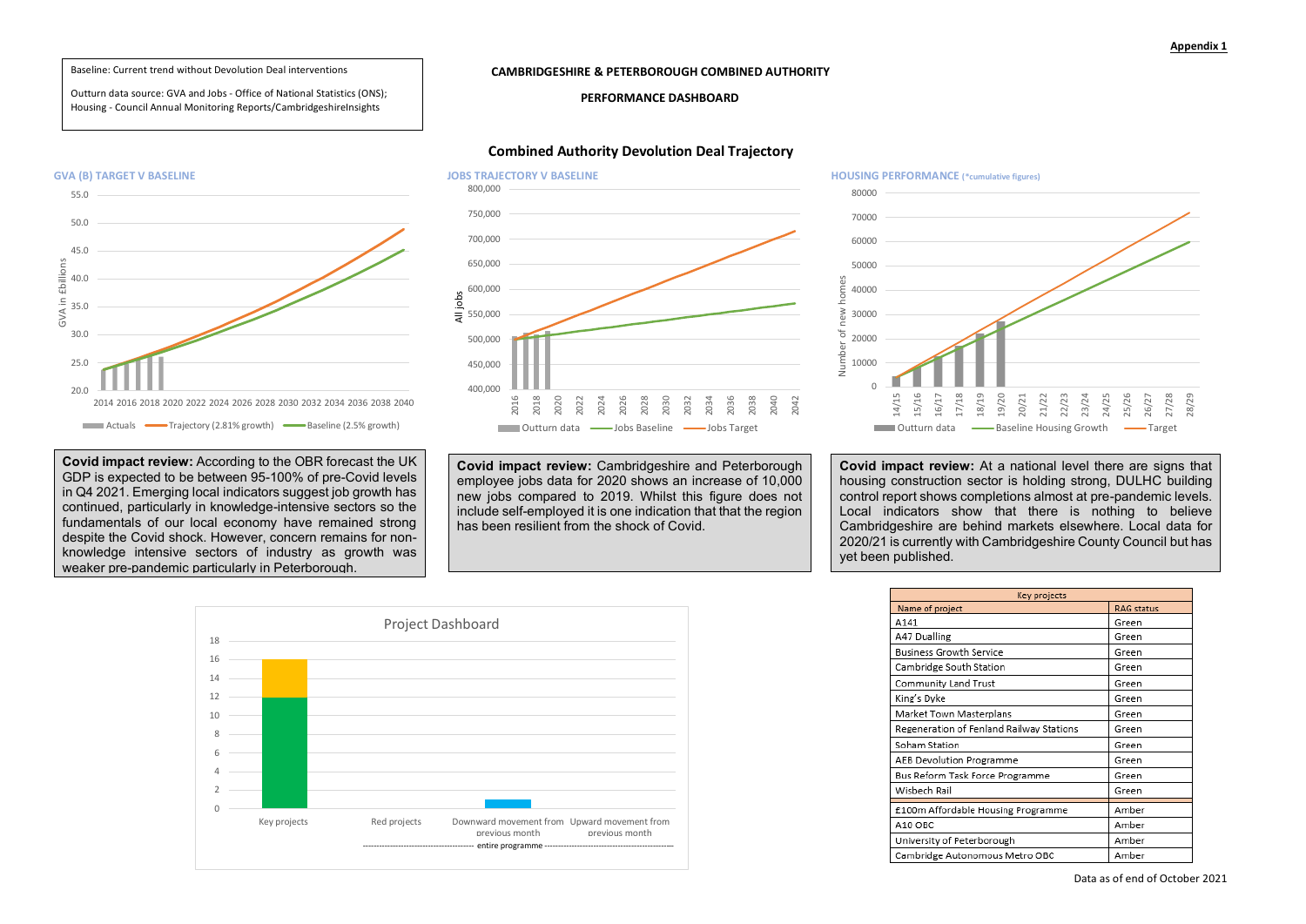**Appendix 1**

Baseline: Current trend without Devolution Deal interventions

Outturn data source: GVA and Jobs - Office of National Statistics (ONS); Housing - Council Annual Monitoring Reports/CambridgeshireInsights

# CAMBRIDGESHIRE & PETERBOROUGH COMBINED AUTHORITY

## PERFORMANCE DASHBOARD

### Combined Authority Devolution Deal Trajectory

**GVA (B) TARGET V BASELINE**

Legend: Actuals; Trajectory (2.81% growth); Baseline (2.5% growth)

**JOBS TRAJECTORY V BASELINE**

Legend: Outturn data; Jobs Baseline; Jobs Target

**HOUSING PERFORMANCE** (*cumulative figures)

Legend: Outturn data; Baseline Housing Growth; Target

**Covid impact review:** According to the OBR forecast the UK GDP is expected to be between 95-100% of pre-Covid levels in Q4 2021. Emerging local indicators suggest job growth has continued, particularly in knowledge-intensive sectors so the fundamentals of our local economy have remained strong despite the Covid shock. However, concern remains for non-knowledge intensive sectors of industry as growth was weaker pre-pandemic particularly in Peterborough.

**Covid impact review:** Cambridgeshire and Peterborough employee jobs data for 2020 shows an increase of 10,000 new jobs compared to 2019. Whilst this figure does not include self-employed it is one indication that that the region has been resilient from the shock of Covid.

**Covid impact review:** At a national level there are signs that housing construction sector is holding strong, DULHC building control report shows completions almost at pre-pandemic levels. Local indicators show that there is nothing to believe Cambridgeshire are behind markets elsewhere. Local data for 2020/21 is currently with Cambridgeshire County Council but has yet been published.

**Project Dashboard**

Key projects; Red projects; Downward movement from previous month; Upward movement from previous month (entire programme)

| Key projects | |
|---|---|
| Name of project | RAG status |
| A141 | Green |
| A47 Dualling | Green |
| Business Growth Service | Green |
| Cambridge South Station | Green |
| Community Land Trust | Green |
| King's Dyke | Green |
| Market Town Masterplans | Green |
| Regeneration of Fenland Railway Stations | Green |
| Soham Station | Green |
| AEB Devolution Programme | Green |
| Bus Reform Task Force Programme | Green |
| Wisbech Rail | Green |
| £100m Affordable Housing Programme | Amber |
| A10 OBC | Amber |
| University of Peterborough | Amber |
| Cambridge Autonomous Metro OBC | Amber |

Data as of end of October 2021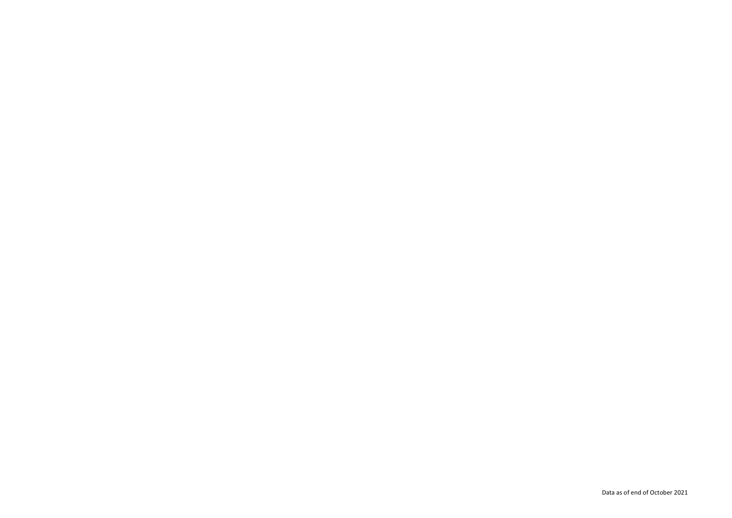Data as of end of October 2021